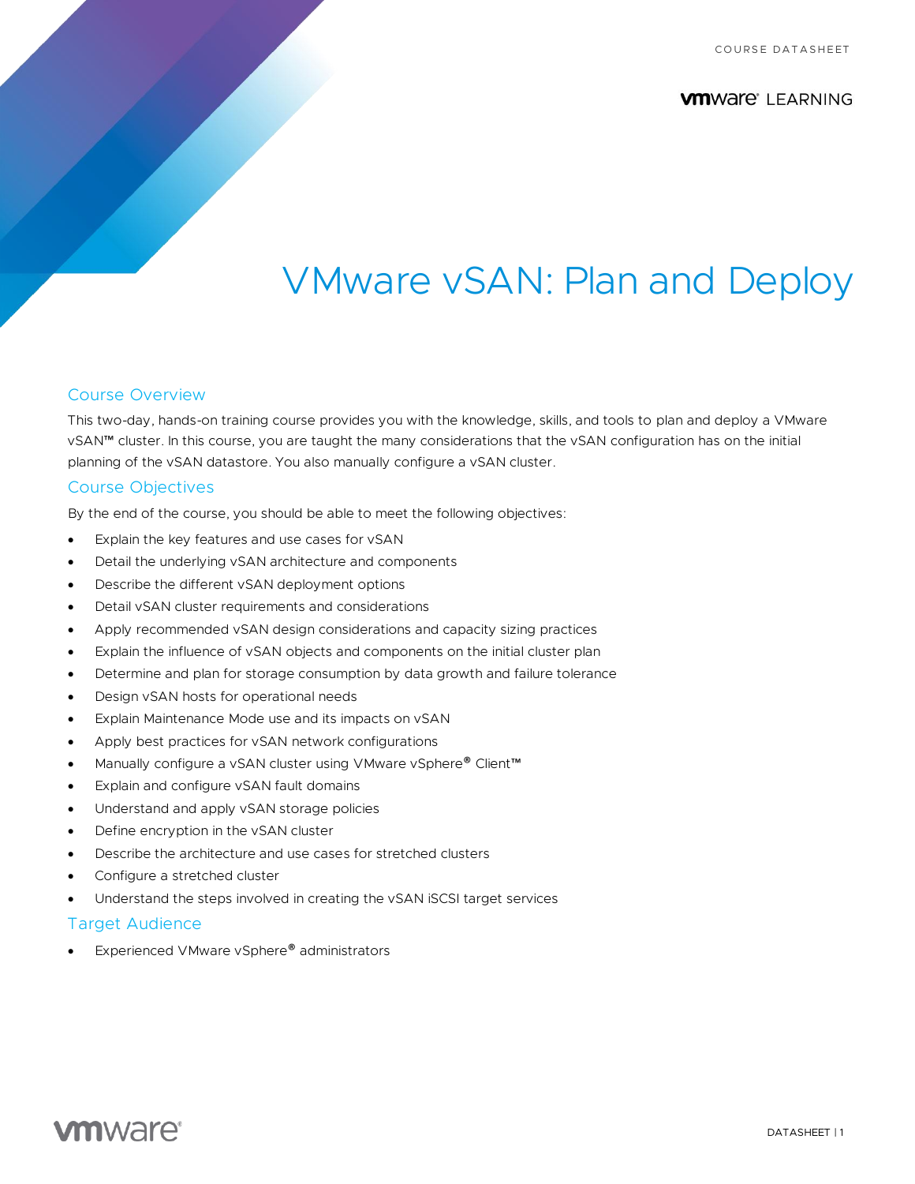COURSE DATASHEET

vmware LEARNING

# VMware vSAN: Plan and Deploy

## Course Overview

This two-day, hands-on training course provides you with the knowledge, skills, and tools to plan and deploy a VMware vSAN™ cluster. In this course, you are taught the many considerations that the vSAN configuration has on the initial planning of the vSAN datastore. You also manually configure a vSAN cluster.

## Course Objectives

By the end of the course, you should be able to meet the following objectives:

- Explain the key features and use cases for vSAN
- Detail the underlying vSAN architecture and components
- Describe the different vSAN deployment options
- Detail vSAN cluster requirements and considerations
- Apply recommended vSAN design considerations and capacity sizing practices
- Explain the influence of vSAN objects and components on the initial cluster plan
- Determine and plan for storage consumption by data growth and failure tolerance
- Design vSAN hosts for operational needs
- Explain Maintenance Mode use and its impacts on vSAN
- Apply best practices for vSAN network configurations
- Manually configure a vSAN cluster using VMware vSphere® Client™
- Explain and configure vSAN fault domains
- Understand and apply vSAN storage policies
- Define encryption in the vSAN cluster
- Describe the architecture and use cases for stretched clusters
- Configure a stretched cluster
- Understand the steps involved in creating the vSAN iSCSI target services

## Target Audience

- Experienced VMware vSphere® administrators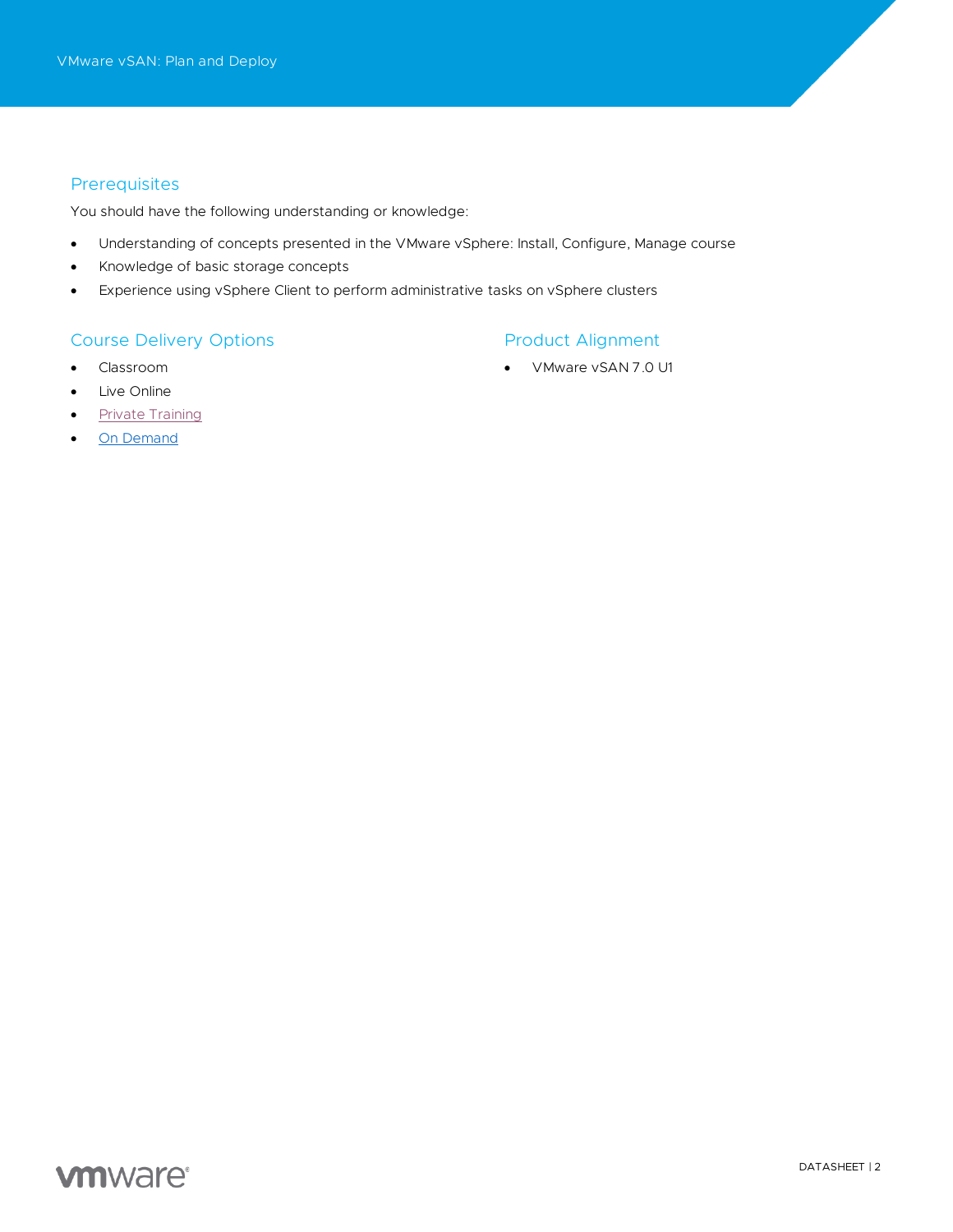## Prerequisites

You should have the following understanding or knowledge:

- Understanding of concepts presented in the VMware vSphere: Install, Configure, Manage course
- Knowledge of basic storage concepts
- Experience using vSphere Client to perform administrative tasks on vSphere clusters

## Course Delivery Options

- Classroom
- Live Online
- Private Training
- On Demand

## Product Alignment

- VMware vSAN 7.0 U1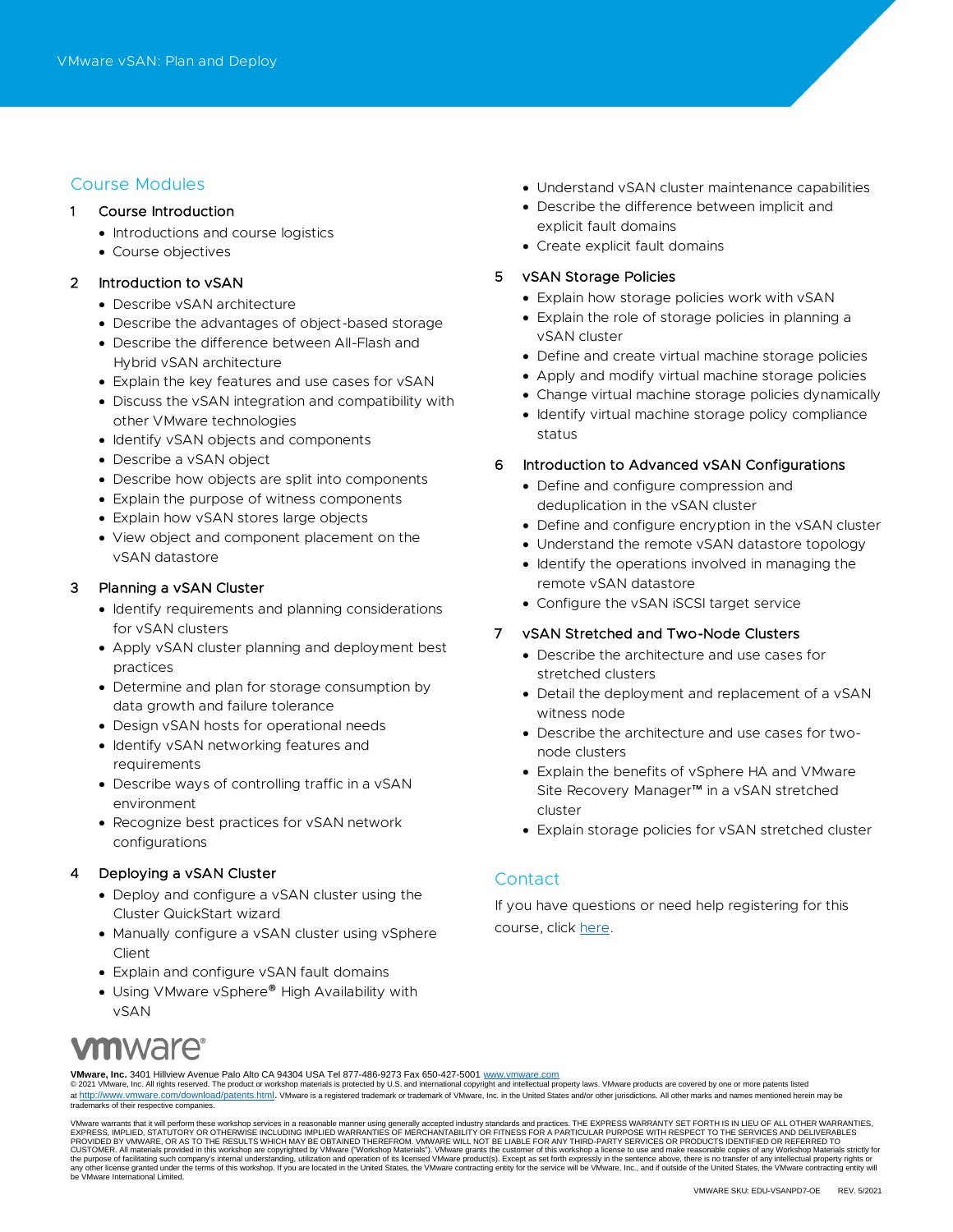## Course Modules

### 1 Course Introduction

- Introductions and course logistics
- Course objectives

### 2 Introduction to vSAN

- Describe vSAN architecture
- Describe the advantages of object-based storage
- Describe the difference between All-Flash and Hybrid vSAN architecture
- Explain the key features and use cases for vSAN
- Discuss the vSAN integration and compatibility with other VMware technologies
- Identify vSAN objects and components
- Describe a vSAN object
- Describe how objects are split into components
- Explain the purpose of witness components
- Explain how vSAN stores large objects
- View object and component placement on the vSAN datastore

### 3 Planning a vSAN Cluster

- Identify requirements and planning considerations for vSAN clusters
- Apply vSAN cluster planning and deployment best practices
- Determine and plan for storage consumption by data growth and failure tolerance
- Design vSAN hosts for operational needs
- Identify vSAN networking features and requirements
- Describe ways of controlling traffic in a vSAN environment
- Recognize best practices for vSAN network configurations

### 4 Deploying a vSAN Cluster

- Deploy and configure a vSAN cluster using the Cluster QuickStart wizard
- Manually configure a vSAN cluster using vSphere Client
- Explain and configure vSAN fault domains
- Using VMware vSphere® High Availability with vSAN
- Understand vSAN cluster maintenance capabilities
- Describe the difference between implicit and explicit fault domains
- Create explicit fault domains

### 5 vSAN Storage Policies

- Explain how storage policies work with vSAN
- Explain the role of storage policies in planning a vSAN cluster
- Define and create virtual machine storage policies
- Apply and modify virtual machine storage policies
- Change virtual machine storage policies dynamically
- Identify virtual machine storage policy compliance status

### 6 Introduction to Advanced vSAN Configurations

- Define and configure compression and deduplication in the vSAN cluster
- Define and configure encryption in the vSAN cluster
- Understand the remote vSAN datastore topology
- Identify the operations involved in managing the remote vSAN datastore
- Configure the vSAN iSCSI target service

### 7 vSAN Stretched and Two-Node Clusters

- Describe the architecture and use cases for stretched clusters
- Detail the deployment and replacement of a vSAN witness node
- Describe the architecture and use cases for two-node clusters
- Explain the benefits of vSphere HA and VMware Site Recovery Manager™ in a vSAN stretched cluster
- Explain storage policies for vSAN stretched cluster

## Contact

If you have questions or need help registering for this course, click here.

**VMware, Inc.** 3401 Hillview Avenue Palo Alto CA 94304 USA Tel 877-486-9273 Fax 650-427-5001 www.vmware.com
© 2021 VMware, Inc. All rights reserved. The product or workshop materials is protected by U.S. and international copyright and intellectual property laws. VMware products are covered by one or more patents listed at http://www.vmware.com/download/patents.html. VMware is a registered trademark or trademark of VMware, Inc. in the United States and/or other jurisdictions. All other marks and names mentioned herein may be trademarks of their respective companies.

VMware warrants that it will perform these workshop services in a reasonable manner using generally accepted industry standards and practices. THE EXPRESS WARRANTY SET FORTH IS IN LIEU OF ALL OTHER WARRANTIES, EXPRESS, IMPLIED, STATUTORY OR OTHERWISE INCLUDING IMPLIED WARRANTIES OF MERCHANTABILITY OR FITNESS FOR A PARTICULAR PURPOSE WITH RESPECT TO THE SERVICES AND DELIVERABLES PROVIDED BY VMWARE, OR AS TO THE RESULTS WHICH MAY BE OBTAINED THEREFROM. VMWARE WILL NOT BE LIABLE FOR ANY THIRD-PARTY SERVICES OR PRODUCTS IDENTIFIED OR REFERRED TO CUSTOMER. All materials provided in this workshop are copyrighted by VMware ("Workshop Materials"). VMware grants the customer of this workshop a license to use and make reasonable copies of any Workshop Materials strictly for the purpose of facilitating such company's internal understanding, utilization and operation of its licensed VMware product(s). Except as set forth expressly in the sentence above, there is no transfer of any intellectual property rights or any other license granted under the terms of this workshop. If you are located in the United States, the VMware contracting entity for the service will be VMware, Inc., and if outside of the United States, the VMware contracting entity will be VMware International Limited.

VMWARE SKU: EDU-VSANPD7-OE REV. 5/2021